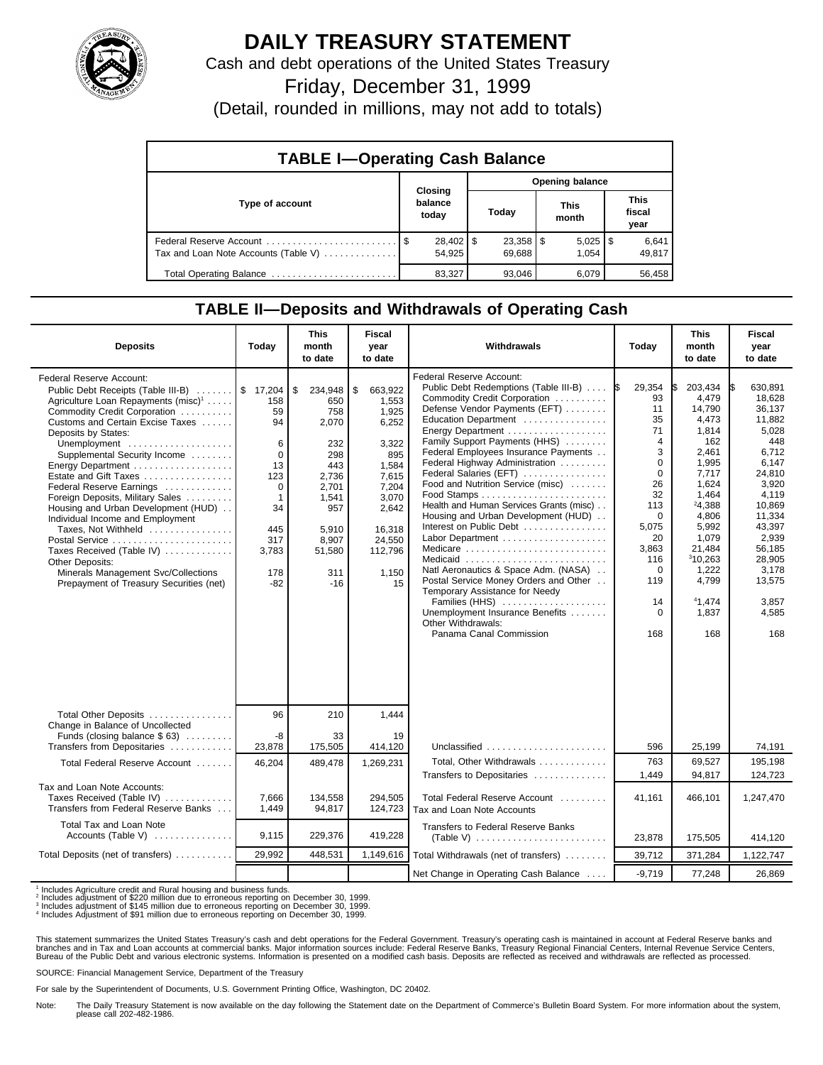# DAILY TREASURY STATEMENT

Cash and debt operations of the United States Treasury

Friday, December 31, 1999

(Detail, rounded in millions, may not add to totals)

## TABLE I—Operating Cash Balance

| Type of account | Closing balance today | Opening balance Today | This month | This fiscal year |
|---|---|---|---|---|
| Federal Reserve Account | $ 28,402 | $ 23,358 | $ 5,025 | $ 6,641 |
| Tax and Loan Note Accounts (Table V) | 54,925 | 69,688 | 1,054 | 49,817 |
| Total Operating Balance | 83,327 | 93,046 | 6,079 | 56,458 |

## TABLE II—Deposits and Withdrawals of Operating Cash

| Deposits | Today | This month to date | Fiscal year to date |
|---|---|---|---|
| Federal Reserve Account: | | | |
| Public Debt Receipts (Table III-B) | $ 17,204 | $ 234,948 | $ 663,922 |
| Agriculture Loan Repayments (misc)[1] | 158 | 650 | 1,553 |
| Commodity Credit Corporation | 59 | 758 | 1,925 |
| Customs and Certain Excise Taxes | 94 | 2,070 | 6,252 |
| Deposits by States: | | | |
| Unemployment | 6 | 232 | 3,322 |
| Supplemental Security Income | 0 | 298 | 895 |
| Energy Department | 13 | 443 | 1,584 |
| Estate and Gift Taxes | 123 | 2,736 | 7,615 |
| Federal Reserve Earnings | 0 | 2,701 | 7,204 |
| Foreign Deposits, Military Sales | 1 | 1,541 | 3,070 |
| Housing and Urban Development (HUD) | 34 | 957 | 2,642 |
| Individual Income and Employment Taxes, Not Withheld | 445 | 5,910 | 16,318 |
| Postal Service | 317 | 8,907 | 24,550 |
| Taxes Received (Table IV) | 3,783 | 51,580 | 112,796 |
| Other Deposits: | | | |
| Minerals Management Svc/Collections | 178 | 311 | 1,150 |
| Prepayment of Treasury Securities (net) | -82 | -16 | 15 |
| Total Other Deposits | 96 | 210 | 1,444 |
| Change in Balance of Uncollected Funds (closing balance $ 63) | -8 | 33 | 19 |
| Transfers from Depositaries | 23,878 | 175,505 | 414,120 |
| Total Federal Reserve Account | 46,204 | 489,478 | 1,269,231 |
| Tax and Loan Note Accounts: | | | |
| Taxes Received (Table IV) | 7,666 | 134,558 | 294,505 |
| Transfers from Federal Reserve Banks | 1,449 | 94,817 | 124,723 |
| Total Tax and Loan Note Accounts (Table V) | 9,115 | 229,376 | 419,228 |
| Total Deposits (net of transfers) | 29,992 | 448,531 | 1,149,616 |

| Withdrawals | Today | This month to date | Fiscal year to date |
|---|---|---|---|
| Federal Reserve Account: | | | |
| Public Debt Redemptions (Table III-B) | $ 29,354 | $ 203,434 | $ 630,891 |
| Commodity Credit Corporation | 93 | 4,479 | 18,628 |
| Defense Vendor Payments (EFT) | 11 | 14,790 | 36,137 |
| Education Department | 35 | 4,473 | 11,882 |
| Energy Department | 71 | 1,814 | 5,028 |
| Family Support Payments (HHS) | 4 | 162 | 448 |
| Federal Employees Insurance Payments | 3 | 2,461 | 6,712 |
| Federal Highway Administration | 0 | 1,995 | 6,147 |
| Federal Salaries (EFT) | 0 | 7,717 | 24,810 |
| Food and Nutrition Service (misc) | 26 | 1,624 | 3,920 |
| Food Stamps | 32 | 1,464 | 4,119 |
| Health and Human Services Grants (misc) | 113 | [2]4,388 | 10,869 |
| Housing and Urban Development (HUD) | 0 | 4,806 | 11,334 |
| Interest on Public Debt | 5,075 | 5,992 | 43,397 |
| Labor Department | 20 | 1,079 | 2,939 |
| Medicare | 3,863 | 21,484 | 56,185 |
| Medicaid | 116 | [3]10,263 | 28,905 |
| Natl Aeronautics & Space Adm. (NASA) | 0 | 1,222 | 3,178 |
| Postal Service Money Orders and Other | 119 | 4,799 | 13,575 |
| Temporary Assistance for Needy Families (HHS) | 14 | [4]1,474 | 3,857 |
| Unemployment Insurance Benefits | 0 | 1,837 | 4,585 |
| Other Withdrawals: | | | |
| Panama Canal Commission | 168 | 168 | 168 |
| Unclassified | 596 | 25,199 | 74,191 |
| Total, Other Withdrawals | 763 | 69,527 | 195,198 |
| Transfers to Depositaries | 1,449 | 94,817 | 124,723 |
| Total Federal Reserve Account | 41,161 | 466,101 | 1,247,470 |
| Tax and Loan Note Accounts | | | |
| Transfers to Federal Reserve Banks (Table V) | 23,878 | 175,505 | 414,120 |
| Total Withdrawals (net of transfers) | 39,712 | 371,284 | 1,122,747 |
| Net Change in Operating Cash Balance | -9,719 | 77,248 | 26,869 |

[1] Includes Agriculture credit and Rural housing and business funds.
[2] Includes adjustment of $220 million due to erroneous reporting on December 30, 1999.
[3] Includes adjustment of $145 million due to erroneous reporting on December 30, 1999.
[4] Includes Adjustment of $91 million due to erroneous reporting on December 30, 1999.

This statement summarizes the United States Treasury's cash and debt operations for the Federal Government. Treasury's operating cash is maintained in account at Federal Reserve banks and branches and in Tax and Loan accounts at commercial banks. Major information sources include: Federal Reserve Banks, Treasury Regional Financial Centers, Internal Revenue Service Centers, Bureau of the Public Debt and various electronic systems. Information is presented on a modified cash basis. Deposits are reflected as received and withdrawals are reflected as processed.

SOURCE: Financial Management Service, Department of the Treasury

For sale by the Superintendent of Documents, U.S. Government Printing Office, Washington, DC 20402.

Note: The Daily Treasury Statement is now available on the day following the Statement date on the Department of Commerce's Bulletin Board System. For more information about the system, please call 202-482-1986.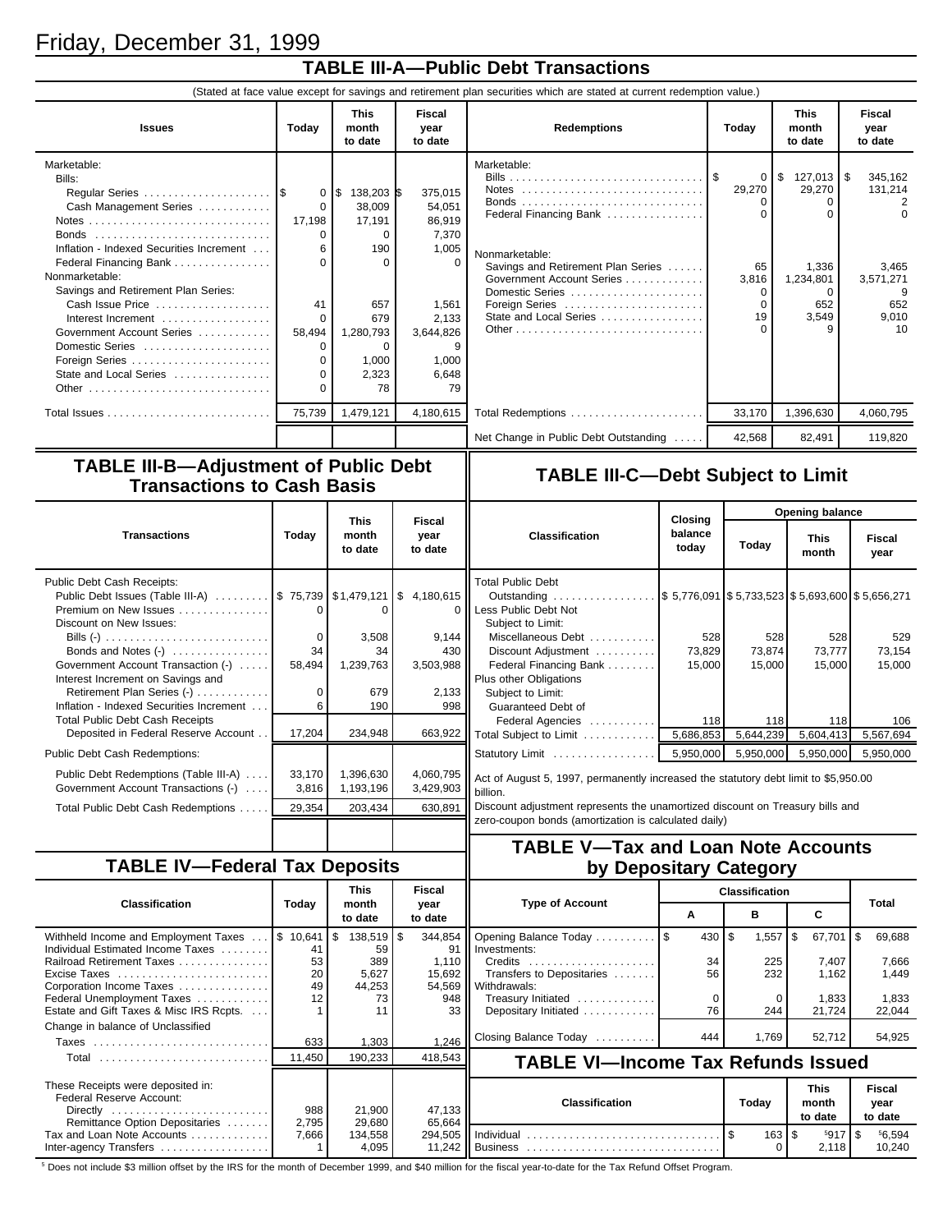Friday, December 31, 1999

## TABLE III-A—Public Debt Transactions

(Stated at face value except for savings and retirement plan securities which are stated at current redemption value.)

| Issues | Today | This month to date | Fiscal year to date |
|---|---|---|---|
| Marketable: | | | |
| Bills: | | | |
| Regular Series | $ 0 | $ 138,203 | $ 375,015 |
| Cash Management Series | 0 | 38,009 | 54,051 |
| Notes | 17,198 | 17,191 | 86,919 |
| Bonds | 0 | 0 | 7,370 |
| Inflation - Indexed Securities Increment | 6 | 190 | 1,005 |
| Federal Financing Bank | 0 | 0 | 0 |
| Nonmarketable: | | | |
| Savings and Retirement Plan Series: | | | |
| Cash Issue Price | 41 | 657 | 1,561 |
| Interest Increment | 0 | 679 | 2,133 |
| Government Account Series | 58,494 | 1,280,793 | 3,644,826 |
| Domestic Series | 0 | 0 | 9 |
| Foreign Series | 0 | 1,000 | 1,000 |
| State and Local Series | 0 | 2,323 | 6,648 |
| Other | 0 | 78 | 79 |
| Total Issues | 75,739 | 1,479,121 | 4,180,615 |

| Redemptions | Today | This month to date | Fiscal year to date |
|---|---|---|---|
| Marketable: | | | |
| Bills | $ 0 | $ 127,013 | $ 345,162 |
| Notes | 29,270 | 29,270 | 131,214 |
| Bonds | 0 | 0 | 2 |
| Federal Financing Bank | 0 | 0 | 0 |
| Nonmarketable: | | | |
| Savings and Retirement Plan Series | 65 | 1,336 | 3,465 |
| Government Account Series | 3,816 | 1,234,801 | 3,571,271 |
| Domestic Series | 0 | 0 | 9 |
| Foreign Series | 0 | 652 | 652 |
| State and Local Series | 19 | 3,549 | 9,010 |
| Other | 0 | 9 | 10 |
| Total Redemptions | 33,170 | 1,396,630 | 4,060,795 |
| Net Change in Public Debt Outstanding | 42,568 | 82,491 | 119,820 |

## TABLE III-B—Adjustment of Public Debt Transactions to Cash Basis

| Transactions | Today | This month to date | Fiscal year to date |
|---|---|---|---|
| Public Debt Cash Receipts: | | | |
| Public Debt Issues (Table III-A) | $ 75,739 | $1,479,121 | $ 4,180,615 |
| Premium on New Issues | 0 | 0 | 0 |
| Discount on New Issues: | | | |
| Bills (-) | 0 | 3,508 | 9,144 |
| Bonds and Notes (-) | 34 | 34 | 430 |
| Government Account Transaction (-) | 58,494 | 1,239,763 | 3,503,988 |
| Interest Increment on Savings and Retirement Plan Series (-) | 0 | 679 | 2,133 |
| Inflation - Indexed Securities Increment | 6 | 190 | 998 |
| Total Public Debt Cash Receipts Deposited in Federal Reserve Account | 17,204 | 234,948 | 663,922 |
| Public Debt Cash Redemptions: | | | |
| Public Debt Redemptions (Table III-A) | 33,170 | 1,396,630 | 4,060,795 |
| Government Account Transactions (-) | 3,816 | 1,193,196 | 3,429,903 |
| Total Public Debt Cash Redemptions | 29,354 | 203,434 | 630,891 |

## TABLE III-C—Debt Subject to Limit

| Classification | Closing balance today | Opening balance | | |
|---|---|---|---|---|
| | | Today | This month | Fiscal year |
| Total Public Debt Outstanding | $ 5,776,091 | $ 5,733,523 | $ 5,693,600 | $ 5,656,271 |
| Less Public Debt Not Subject to Limit: | | | | |
| Miscellaneous Debt | 528 | 528 | 528 | 529 |
| Discount Adjustment | 73,829 | 73,874 | 73,777 | 73,154 |
| Federal Financing Bank | 15,000 | 15,000 | 15,000 | 15,000 |
| Plus other Obligations Subject to Limit: | | | | |
| Guaranteed Debt of Federal Agencies | 118 | 118 | 118 | 106 |
| Total Subject to Limit | 5,686,853 | 5,644,239 | 5,604,413 | 5,567,694 |
| Statutory Limit | 5,950,000 | 5,950,000 | 5,950,000 | 5,950,000 |

Act of August 5, 1997, permanently increased the statutory debt limit to $5,950.00 billion.

Discount adjustment represents the unamortized discount on Treasury bills and zero-coupon bonds (amortization is calculated daily)

## TABLE IV—Federal Tax Deposits

| Classification | Today | This month to date | Fiscal year to date |
|---|---|---|---|
| Withheld Income and Employment Taxes | $ 10,641 | $ 138,519 | $ 344,854 |
| Individual Estimated Income Taxes | 41 | 59 | 91 |
| Railroad Retirement Taxes | 53 | 389 | 1,110 |
| Excise Taxes | 20 | 5,627 | 15,692 |
| Corporation Income Taxes | 49 | 44,253 | 54,569 |
| Federal Unemployment Taxes | 12 | 73 | 948 |
| Estate and Gift Taxes & Misc IRS Rcpts. | 1 | 11 | 33 |
| Change in balance of Unclassified Taxes | 633 | 1,303 | 1,246 |
| Total | 11,450 | 190,233 | 418,543 |
| These Receipts were deposited in: | | | |
| Federal Reserve Account: | | | |
| Directly | 988 | 21,900 | 47,133 |
| Remittance Option Depositaries | 2,795 | 29,680 | 65,664 |
| Tax and Loan Note Accounts | 7,666 | 134,558 | 294,505 |
| Inter-agency Transfers | 1 | 4,095 | 11,242 |

## TABLE V—Tax and Loan Note Accounts by Depositary Category

| Type of Account | Classification | | | Total |
|---|---|---|---|---|
| | A | B | C | |
| Opening Balance Today | $ 430 | $ 1,557 | $ 67,701 | $ 69,688 |
| Investments: | | | | |
| Credits | 34 | 225 | 7,407 | 7,666 |
| Transfers to Depositaries | 56 | 232 | 1,162 | 1,449 |
| Withdrawals: | | | | |
| Treasury Initiated | 0 | 0 | 1,833 | 1,833 |
| Depositary Initiated | 76 | 244 | 21,724 | 22,044 |
| Closing Balance Today | 444 | 1,769 | 52,712 | 54,925 |

## TABLE VI—Income Tax Refunds Issued

| Classification | Today | This month to date | Fiscal year to date |
|---|---|---|---|
| Individual | $ 163 | $ [5]917 | $ [5]6,594 |
| Business | 0 | 2,118 | 10,240 |

[5] Does not include $3 million offset by the IRS for the month of December 1999, and $40 million for the fiscal year-to-date for the Tax Refund Offset Program.